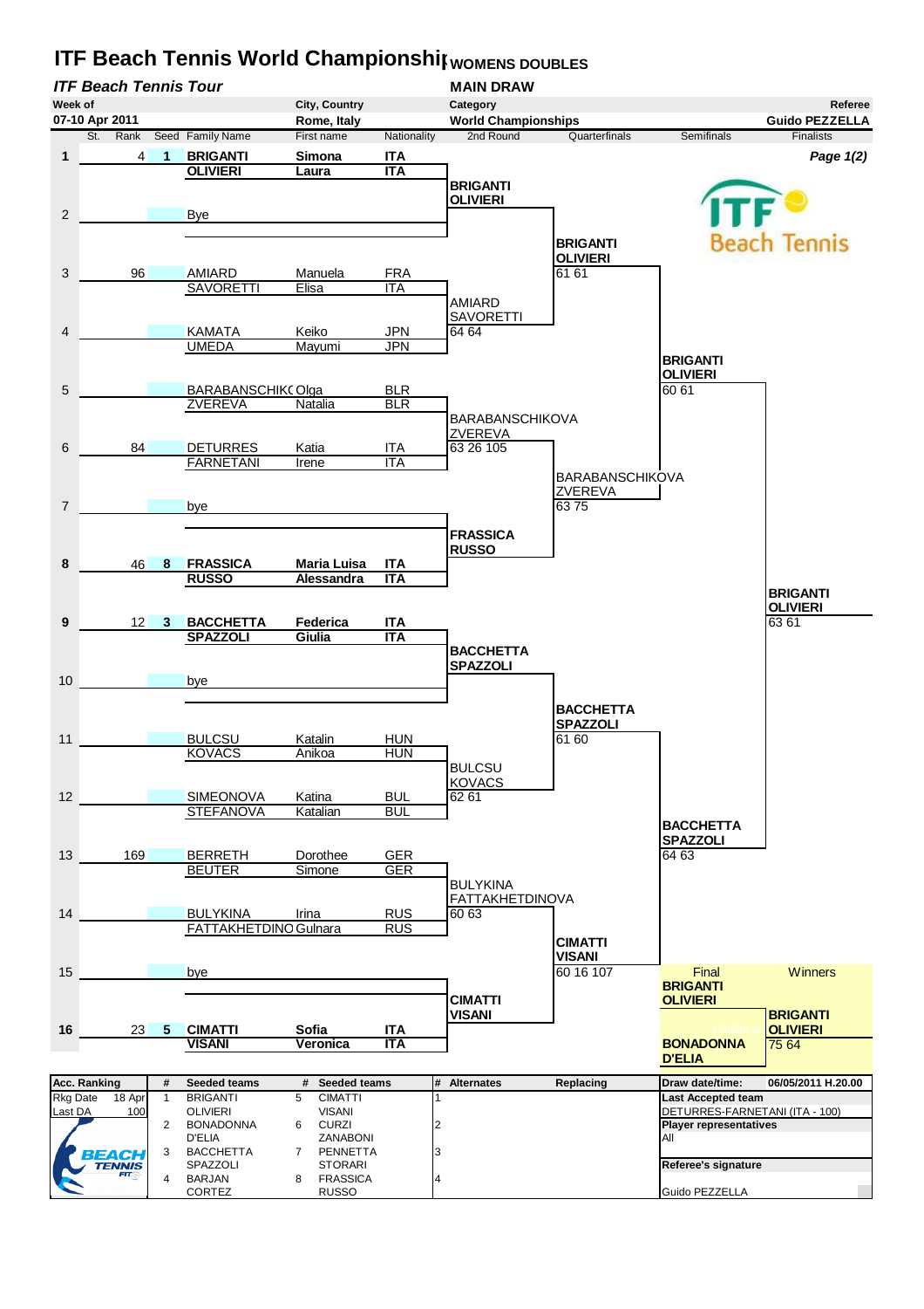# ITF Beach Tennis World Championship WOMENS DOUBLES

*ITF Beach Tennis Tour*

**MAIN DRAW**

| Week of | City, Country | Category | Referee |
|---|---|---|---|
| 07-10 Apr 2011 | Rome, Italy | World Championships | Guido PEZZELLA |

***Page 1(2)***

| St. | Rank | Seed | Family Name | First name | Nationality | 2nd Round | Quarterfinals | Semifinals | Finalists |
|---|---|---|---|---|---|---|---|---|---|
| 1 | 4 | 1 | **BRIGANTI** / **OLIVIERI** | **Simona** / **Laura** | **ITA** / **ITA** | **BRIGANTI OLIVIERI** | **BRIGANTI OLIVIERI** 61 61 | **BRIGANTI OLIVIERI** 60 61 | **BRIGANTI OLIVIERI** 63 61 |
| 2 | | | Bye | | | | | | |
| 3 | 96 | | AMIARD / SAVORETTI | Manuela / Elisa | FRA / ITA | AMIARD SAVORETTI 64 64 | | | |
| 4 | | | KAMATA / UMEDA | Keiko / Mayumi | JPN / JPN | | | | |
| 5 | | | BARABANSCHIKOVA / ZVEREVA | Olga / Natalia | BLR / BLR | BARABANSCHIKOVA ZVEREVA 63 26 105 | BARABANSCHIKOVA ZVEREVA 63 75 | | |
| 6 | 84 | | DETURRES / FARNETANI | Katia / Irene | ITA / ITA | | | | |
| 7 | | | bye | | | **FRASSICA RUSSO** | | | |
| 8 | 46 | 8 | **FRASSICA** / **RUSSO** | **Maria Luisa** / **Alessandra** | **ITA** / **ITA** | | | | |
| 9 | 12 | 3 | **BACCHETTA** / **SPAZZOLI** | **Federica** / **Giulia** | **ITA** / **ITA** | **BACCHETTA SPAZZOLI** | **BACCHETTA SPAZZOLI** 61 60 | **BACCHETTA SPAZZOLI** 64 63 | |
| 10 | | | bye | | | | | | |
| 11 | | | BULCSU / KOVACS | Katalin / Anikoa | HUN / HUN | BULCSU KOVACS 62 61 | | | |
| 12 | | | SIMEONOVA / STEFANOVA | Katina / Katalian | BUL / BUL | | | | |
| 13 | 169 | | BERRETH / BEUTER | Dorothee / Simone | GER / GER | BULYKINA FATTAKHETDINOVA 60 63 | **CIMATTI VISANI** 60 16 107 | | |
| 14 | | | BULYKINA / FATTAKHETDINOVA | Irina / Gulnara | RUS / RUS | | | | |
| 15 | | | bye | | | **CIMATTI VISANI** | | | |
| 16 | 23 | 5 | **CIMATTI** / **VISANI** | **Sofia** / **Veronica** | **ITA** / **ITA** | | | | |

| Final | Winners |
|---|---|
| **BRIGANTI OLIVIERI** | **BRIGANTI OLIVIERI** 75 64 |
| **BONADONNA D'ELIA** | |

| Acc. Ranking | | # | Seeded teams | # | Seeded teams | # | Alternates | Replacing | Draw date/time: 06/05/2011 H.20.00 |
|---|---|---|---|---|---|---|---|---|---|
| Rkg Date | 18 Apr | 1 | BRIGANTI / OLIVIERI | 5 | CIMATTI / VISANI | 1 | | | **Last Accepted team** DETURRES-FARNETANI (ITA - 100) |
| Last DA | 100 | 2 | BONADONNA / D'ELIA | 6 | CURZI / ZANABONI | 2 | | | **Player representatives** All |
| | | 3 | BACCHETTA / SPAZZOLI | 7 | PENNETTA / STORARI | 3 | | | **Referee's signature** |
| | | 4 | BARJAN / CORTEZ | 8 | FRASSICA / RUSSO | 4 | | | Guido PEZZELLA |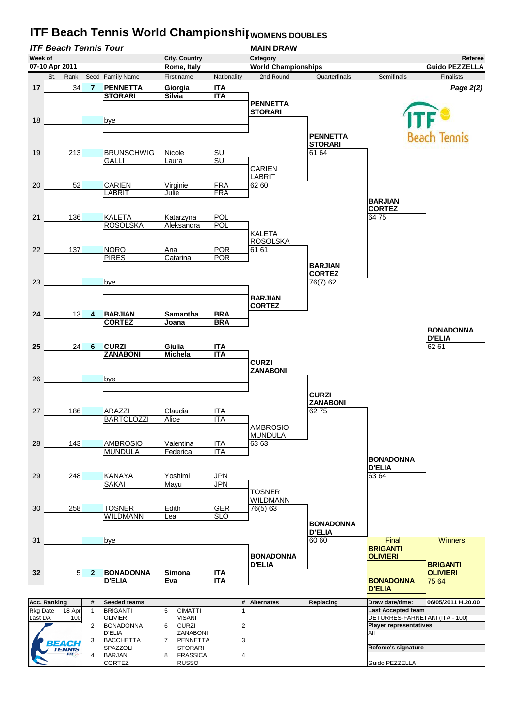# ITF Beach Tennis World Championship WOMENS DOUBLES

*ITF Beach Tennis Tour* — **MAIN DRAW**

| Week of | City, Country | Category | Referee |
|---|---|---|---|
| 07-10 Apr 2011 | Rome, Italy | World Championships | Guido PEZZELLA |

*Page 2(2)*

| St. | Rank | Seed | Family Name | First name | Nationality | 2nd Round | Quarterfinals | Semifinals | Finalists |
|---|---|---|---|---|---|---|---|---|---|
| 17 | 34 | 7 | **PENNETTA** / **STORARI** | **Giorgia** / **Silvia** | **ITA** / **ITA** | **PENNETTA / STORARI** | | | |
| 18 | | | bye | | | | **PENNETTA / STORARI** 61 64 | | |
| 19 | 213 | | BRUNSCHWIG / GALLI | Nicole / Laura | SUI / SUI | CARIEN / LABRIT 62 60 | | | |
| 20 | 52 | | CARIEN / LABRIT | Virginie / Julie | FRA / FRA | | | **BARJIAN / CORTEZ** 64 75 | |
| 21 | 136 | | KALETA / ROSOLSKA | Katarzyna / Aleksandra | POL / POL | KALETA / ROSOLSKA 61 61 | | | |
| 22 | 137 | | NORO / PIRES | Ana / Catarina | POR / POR | | **BARJIAN / CORTEZ** 76(7) 62 | | |
| 23 | | | bye | | | **BARJIAN / CORTEZ** | | | |
| 24 | 13 | 4 | **BARJIAN** / **CORTEZ** | **Samantha** / **Joana** | **BRA** / **BRA** | | | | **BONADONNA / D'ELIA** 62 61 |
| 25 | 24 | 6 | **CURZI** / **ZANABONI** | **Giulia** / **Michela** | **ITA** / **ITA** | **CURZI / ZANABONI** | | | |
| 26 | | | bye | | | | **CURZI / ZANABONI** 62 75 | | |
| 27 | 186 | | ARAZZI / BARTOLOZZI | Claudia / Alice | ITA / ITA | AMBROSIO / MUNDULA 63 63 | | | |
| 28 | 143 | | AMBROSIO / MUNDULA | Valentina / Federica | ITA / ITA | | | **BONADONNA / D'ELIA** 63 64 | |
| 29 | 248 | | KANAYA / SAKAI | Yoshimi / Mayu | JPN / JPN | TOSNER / WILDMANN 76(5) 63 | | | |
| 30 | 258 | | TOSNER / WILDMANN | Edith / Lea | GER / SLO | | **BONADONNA / D'ELIA** 60 60 | | |
| 31 | | | bye | | | **BONADONNA / D'ELIA** | | | |
| 32 | 5 | 2 | **BONADONNA** / **D'ELIA** | **Simona** / **Eva** | **ITA** / **ITA** | | | | |

**Final:** **BRIGANTI / OLIVIERI** vs **BONADONNA / D'ELIA**

**Winners:** **BRIGANTI / OLIVIERI** 75 64

| Acc. Ranking | | # | Seeded teams | # | | # | Alternates | Replacing | Draw date/time: 06/05/2011 H.20.00 |
|---|---|---|---|---|---|---|---|---|---|
| Rkg Date | 18 Apr | 1 | BRIGANTI / OLIVIERI | 5 | CIMATTI / VISANI | 1 | | | **Last Accepted team:** DETURRES-FARNETANI (ITA - 100) |
| Last DA | 100 | 2 | BONADONNA / D'ELIA | 6 | CURZI / ZANABONI | 2 | | | **Player representatives:** All |
| | | 3 | BACCHETTA / SPAZZOLI | 7 | PENNETTA / STORARI | 3 | | | **Referee's signature** |
| | | 4 | BARJAN / CORTEZ | 8 | FRASSICA / RUSSO | 4 | | | Guido PEZZELLA |